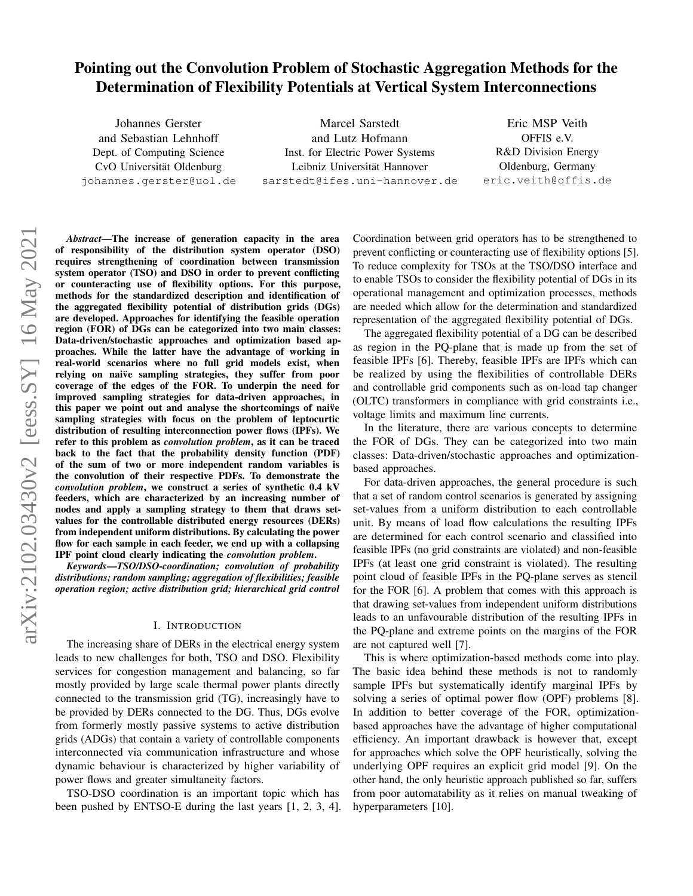# Pointing out the Convolution Problem of Stochastic Aggregation Methods for the Determination of Flexibility Potentials at Vertical System Interconnections

Johannes Gerster and Sebastian Lehnhoff
Dept. of Computing Science
CvO Universität Oldenburg
johannes.gerster@uol.de

Marcel Sarstedt and Lutz Hofmann
Inst. for Electric Power Systems
Leibniz Universität Hannover
sarstedt@ifes.uni-hannover.de

Eric MSP Veith
OFFIS e.V.
R&D Division Energy
Oldenburg, Germany
eric.veith@offis.de

***Abstract*—The increase of generation capacity in the area of responsibility of the distribution system operator (DSO) requires strengthening of coordination between transmission system operator (TSO) and DSO in order to prevent conflicting or counteracting use of flexibility options. For this purpose, methods for the standardized description and identification of the aggregated flexibility potential of distribution grids (DGs) are developed. Approaches for identifying the feasible operation region (FOR) of DGs can be categorized into two main classes: Data-driven/stochastic approaches and optimization based approaches. While the latter have the advantage of working in real-world scenarios where no full grid models exist, when relying on naïve sampling strategies, they suffer from poor coverage of the edges of the FOR. To underpin the need for improved sampling strategies for data-driven approaches, in this paper we point out and analyse the shortcomings of naïve sampling strategies with focus on the problem of leptocurtic distribution of resulting interconnection power flows (IPFs). We refer to this problem as *convolution problem*, as it can be traced back to the fact that the probability density function (PDF) of the sum of two or more independent random variables is the convolution of their respective PDFs. To demonstrate the *convolution problem*, we construct a series of synthetic 0.4 kV feeders, which are characterized by an increasing number of nodes and apply a sampling strategy to them that draws set-values for the controllable distributed energy resources (DERs) from independent uniform distributions. By calculating the power flow for each sample in each feeder, we end up with a collapsing IPF point cloud clearly indicating the *convolution problem*.**

***Keywords*—TSO/DSO-coordination; convolution of probability distributions; random sampling; aggregation of flexibilities; feasible operation region; active distribution grid; hierarchical grid control**

## I. Introduction

The increasing share of DERs in the electrical energy system leads to new challenges for both, TSO and DSO. Flexibility services for congestion management and balancing, so far mostly provided by large scale thermal power plants directly connected to the transmission grid (TG), increasingly have to be provided by DERs connected to the DG. Thus, DGs evolve from formerly mostly passive systems to active distribution grids (ADGs) that contain a variety of controllable components interconnected via communication infrastructure and whose dynamic behaviour is characterized by higher variability of power flows and greater simultaneity factors.

TSO-DSO coordination is an important topic which has been pushed by ENTSO-E during the last years [1, 2, 3, 4]. Coordination between grid operators has to be strengthened to prevent conflicting or counteracting use of flexibility options [5]. To reduce complexity for TSOs at the TSO/DSO interface and to enable TSOs to consider the flexibility potential of DGs in its operational management and optimization processes, methods are needed which allow for the determination and standardized representation of the aggregated flexibility potential of DGs.

The aggregated flexibility potential of a DG can be described as region in the PQ-plane that is made up from the set of feasible IPFs [6]. Thereby, feasible IPFs are IPFs which can be realized by using the flexibilities of controllable DERs and controllable grid components such as on-load tap changer (OLTC) transformers in compliance with grid constraints i.e., voltage limits and maximum line currents.

In the literature, there are various concepts to determine the FOR of DGs. They can be categorized into two main classes: Data-driven/stochastic approaches and optimization-based approaches.

For data-driven approaches, the general procedure is such that a set of random control scenarios is generated by assigning set-values from a uniform distribution to each controllable unit. By means of load flow calculations the resulting IPFs are determined for each control scenario and classified into feasible IPFs (no grid constraints are violated) and non-feasible IPFs (at least one grid constraint is violated). The resulting point cloud of feasible IPFs in the PQ-plane serves as stencil for the FOR [6]. A problem that comes with this approach is that drawing set-values from independent uniform distributions leads to an unfavourable distribution of the resulting IPFs in the PQ-plane and extreme points on the margins of the FOR are not captured well [7].

This is where optimization-based methods come into play. The basic idea behind these methods is not to randomly sample IPFs but systematically identify marginal IPFs by solving a series of optimal power flow (OPF) problems [8]. In addition to better coverage of the FOR, optimization-based approaches have the advantage of higher computational efficiency. An important drawback is however that, except for approaches which solve the OPF heuristically, solving the underlying OPF requires an explicit grid model [9]. On the other hand, the only heuristic approach published so far, suffers from poor automatability as it relies on manual tweaking of hyperparameters [10].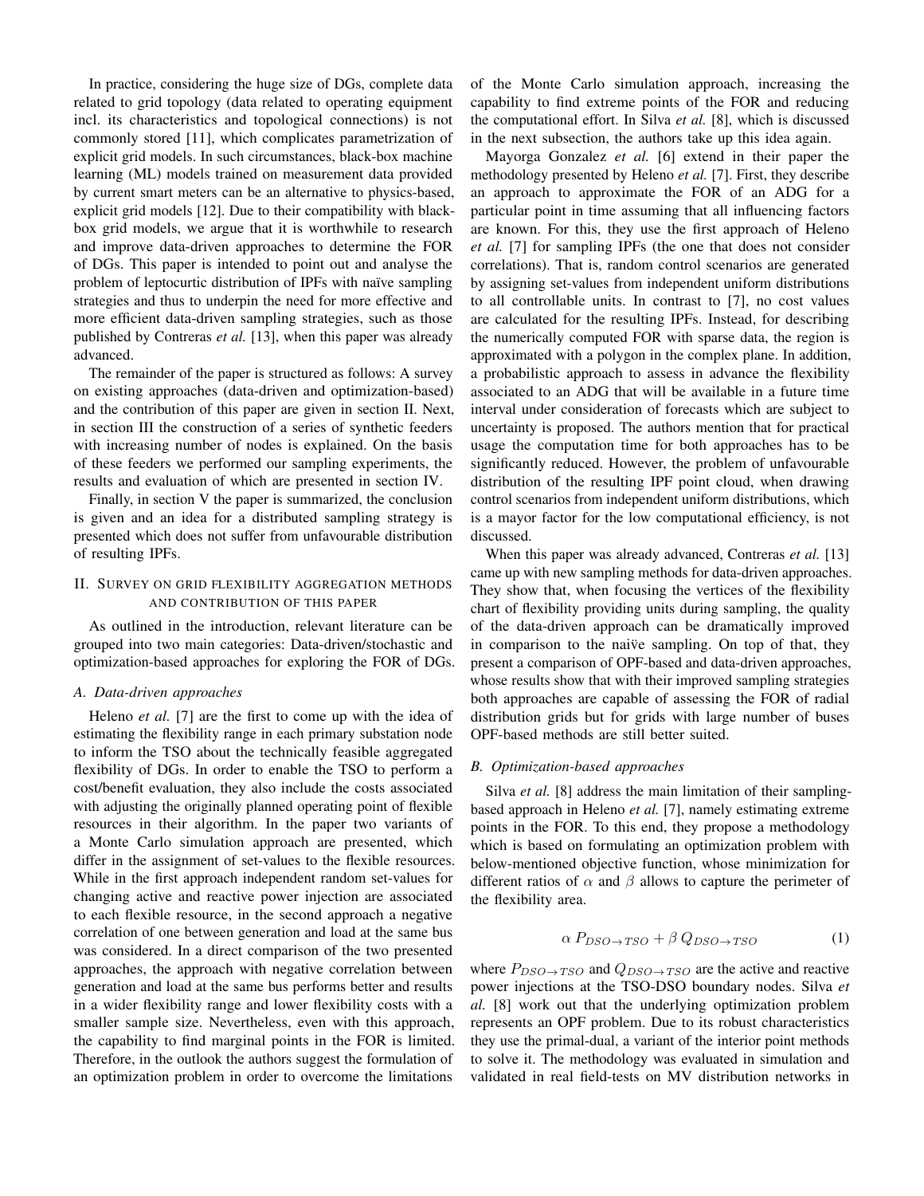In practice, considering the huge size of DGs, complete data related to grid topology (data related to operating equipment incl. its characteristics and topological connections) is not commonly stored [11], which complicates parametrization of explicit grid models. In such circumstances, black-box machine learning (ML) models trained on measurement data provided by current smart meters can be an alternative to physics-based, explicit grid models [12]. Due to their compatibility with black-box grid models, we argue that it is worthwhile to research and improve data-driven approaches to determine the FOR of DGs. This paper is intended to point out and analyse the problem of leptocurtic distribution of IPFs with naïve sampling strategies and thus to underpin the need for more effective and more efficient data-driven sampling strategies, such as those published by Contreras *et al.* [13], when this paper was already advanced.

The remainder of the paper is structured as follows: A survey on existing approaches (data-driven and optimization-based) and the contribution of this paper are given in section II. Next, in section III the construction of a series of synthetic feeders with increasing number of nodes is explained. On the basis of these feeders we performed our sampling experiments, the results and evaluation of which are presented in section IV.

Finally, in section V the paper is summarized, the conclusion is given and an idea for a distributed sampling strategy is presented which does not suffer from unfavourable distribution of resulting IPFs.

## II. Survey on grid flexibility aggregation methods and contribution of this paper

As outlined in the introduction, relevant literature can be grouped into two main categories: Data-driven/stochastic and optimization-based approaches for exploring the FOR of DGs.

### A. Data-driven approaches

Heleno *et al.* [7] are the first to come up with the idea of estimating the flexibility range in each primary substation node to inform the TSO about the technically feasible aggregated flexibility of DGs. In order to enable the TSO to perform a cost/benefit evaluation, they also include the costs associated with adjusting the originally planned operating point of flexible resources in their algorithm. In the paper two variants of a Monte Carlo simulation approach are presented, which differ in the assignment of set-values to the flexible resources. While in the first approach independent random set-values for changing active and reactive power injection are associated to each flexible resource, in the second approach a negative correlation of one between generation and load at the same bus was considered. In a direct comparison of the two presented approaches, the approach with negative correlation between generation and load at the same bus performs better and results in a wider flexibility range and lower flexibility costs with a smaller sample size. Nevertheless, even with this approach, the capability to find marginal points in the FOR is limited. Therefore, in the outlook the authors suggest the formulation of an optimization problem in order to overcome the limitations of the Monte Carlo simulation approach, increasing the capability to find extreme points of the FOR and reducing the computational effort. In Silva *et al.* [8], which is discussed in the next subsection, the authors take up this idea again.

Mayorga Gonzalez *et al.* [6] extend in their paper the methodology presented by Heleno *et al.* [7]. First, they describe an approach to approximate the FOR of an ADG for a particular point in time assuming that all influencing factors are known. For this, they use the first approach of Heleno *et al.* [7] for sampling IPFs (the one that does not consider correlations). That is, random control scenarios are generated by assigning set-values from independent uniform distributions to all controllable units. In contrast to [7], no cost values are calculated for the resulting IPFs. Instead, for describing the numerically computed FOR with sparse data, the region is approximated with a polygon in the complex plane. In addition, a probabilistic approach to assess in advance the flexibility associated to an ADG that will be available in a future time interval under consideration of forecasts which are subject to uncertainty is proposed. The authors mention that for practical usage the computation time for both approaches has to be significantly reduced. However, the problem of unfavourable distribution of the resulting IPF point cloud, when drawing control scenarios from independent uniform distributions, which is a mayor factor for the low computational efficiency, is not discussed.

When this paper was already advanced, Contreras *et al.* [13] came up with new sampling methods for data-driven approaches. They show that, when focusing the vertices of the flexibility chart of flexibility providing units during sampling, the quality of the data-driven approach can be dramatically improved in comparison to the naïve sampling. On top of that, they present a comparison of OPF-based and data-driven approaches, whose results show that with their improved sampling strategies both approaches are capable of assessing the FOR of radial distribution grids but for grids with large number of buses OPF-based methods are still better suited.

### B. Optimization-based approaches

Silva *et al.* [8] address the main limitation of their sampling-based approach in Heleno *et al.* [7], namely estimating extreme points in the FOR. To this end, they propose a methodology which is based on formulating an optimization problem with below-mentioned objective function, whose minimization for different ratios of $\alpha$ and $\beta$ allows to capture the perimeter of the flexibility area.

$$\alpha \, P_{DSO \to TSO} + \beta \, Q_{DSO \to TSO} \tag{1}$$

where $P_{DSO \to TSO}$ and $Q_{DSO \to TSO}$ are the active and reactive power injections at the TSO-DSO boundary nodes. Silva *et al.* [8] work out that the underlying optimization problem represents an OPF problem. Due to its robust characteristics they use the primal-dual, a variant of the interior point methods to solve it. The methodology was evaluated in simulation and validated in real field-tests on MV distribution networks in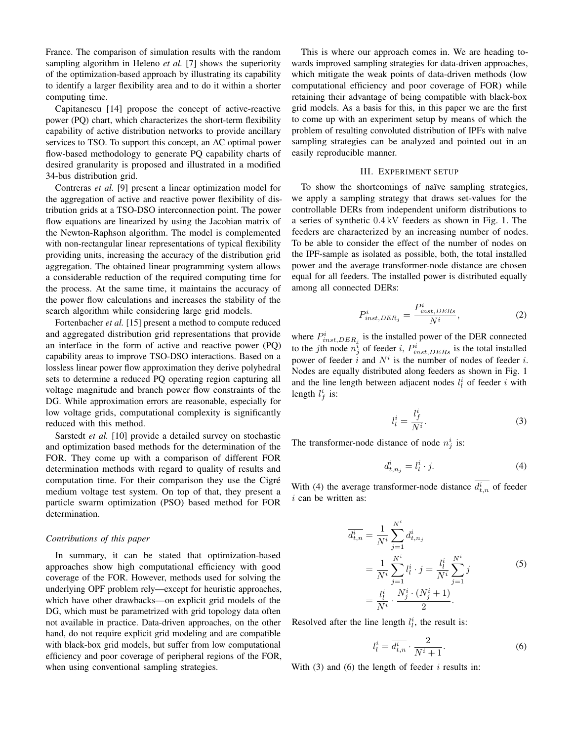France. The comparison of simulation results with the random sampling algorithm in Heleno *et al.* [7] shows the superiority of the optimization-based approach by illustrating its capability to identify a larger flexibility area and to do it within a shorter computing time.

Capitanescu [14] propose the concept of active-reactive power (PQ) chart, which characterizes the short-term flexibility capability of active distribution networks to provide ancillary services to TSO. To support this concept, an AC optimal power flow-based methodology to generate PQ capability charts of desired granularity is proposed and illustrated in a modified 34-bus distribution grid.

Contreras *et al.* [9] present a linear optimization model for the aggregation of active and reactive power flexibility of distribution grids at a TSO-DSO interconnection point. The power flow equations are linearized by using the Jacobian matrix of the Newton-Raphson algorithm. The model is complemented with non-rectangular linear representations of typical flexibility providing units, increasing the accuracy of the distribution grid aggregation. The obtained linear programming system allows a considerable reduction of the required computing time for the process. At the same time, it maintains the accuracy of the power flow calculations and increases the stability of the search algorithm while considering large grid models.

Fortenbacher *et al.* [15] present a method to compute reduced and aggregated distribution grid representations that provide an interface in the form of active and reactive power (PQ) capability areas to improve TSO-DSO interactions. Based on a lossless linear power flow approximation they derive polyhedral sets to determine a reduced PQ operating region capturing all voltage magnitude and branch power flow constraints of the DG. While approximation errors are reasonable, especially for low voltage grids, computational complexity is significantly reduced with this method.

Sarstedt *et al.* [10] provide a detailed survey on stochastic and optimization based methods for the determination of the FOR. They come up with a comparison of different FOR determination methods with regard to quality of results and computation time. For their comparison they use the Cigré medium voltage test system. On top of that, they present a particle swarm optimization (PSO) based method for FOR determination.

### *Contributions of this paper*

In summary, it can be stated that optimization-based approaches show high computational efficiency with good coverage of the FOR. However, methods used for solving the underlying OPF problem rely—except for heuristic approaches, which have other drawbacks—on explicit grid models of the DG, which must be parametrized with grid topology data often not available in practice. Data-driven approaches, on the other hand, do not require explicit grid modeling and are compatible with black-box grid models, but suffer from low computational efficiency and poor coverage of peripheral regions of the FOR, when using conventional sampling strategies.

This is where our approach comes in. We are heading towards improved sampling strategies for data-driven approaches, which mitigate the weak points of data-driven methods (low computational efficiency and poor coverage of FOR) while retaining their advantage of being compatible with black-box grid models. As a basis for this, in this paper we are the first to come up with an experiment setup by means of which the problem of resulting convoluted distribution of IPFs with naïve sampling strategies can be analyzed and pointed out in an easily reproducible manner.

## III. Experiment setup

To show the shortcomings of naïve sampling strategies, we apply a sampling strategy that draws set-values for the controllable DERs from independent uniform distributions to a series of synthetic $0.4\,\mathrm{kV}$ feeders as shown in Fig. 1. The feeders are characterized by an increasing number of nodes. To be able to consider the effect of the number of nodes on the IPF-sample as isolated as possible, both, the total installed power and the average transformer-node distance are chosen equal for all feeders. The installed power is distributed equally among all connected DERs:

$$P^i_{inst,DER_j} = \frac{P^i_{inst,DERs}}{N^i}, \tag{2}$$

where $P^i_{inst,DER_j}$ is the installed power of the DER connected to the $j$th node $n^i_j$ of feeder $i$, $P^i_{inst,DERs}$ is the total installed power of feeder $i$ and $N^i$ is the number of nodes of feeder $i$. Nodes are equally distributed along feeders as shown in Fig. 1 and the line length between adjacent nodes $l^i_l$ of feeder $i$ with length $l^i_f$ is:

$$l^i_l = \frac{l^i_f}{N^i}. \tag{3}$$

The transformer-node distance of node $n^i_j$ is:

$$d^i_{t,n_j} = l^i_l \cdot j. \tag{4}$$

With (4) the average transformer-node distance $\overline{d^i_{t,n}}$ of feeder $i$ can be written as:

$$\begin{aligned}
\overline{d^i_{t,n}} &= \frac{1}{N^i}\sum_{j=1}^{N^i} d^i_{t,n_j} \\
&= \frac{1}{N^i}\sum_{j=1}^{N^i} l^i_l \cdot j = \frac{l^i_l}{N^i}\sum_{j=1}^{N^i} j \\
&= \frac{l^i_l}{N^i} \cdot \frac{N^i_j \cdot (N^i_j + 1)}{2}.
\end{aligned} \tag{5}$$

Resolved after the line length $l^i_l$, the result is:

$$l^i_l = \overline{d^i_{t,n}} \cdot \frac{2}{N^i + 1}. \tag{6}$$

With (3) and (6) the length of feeder $i$ results in: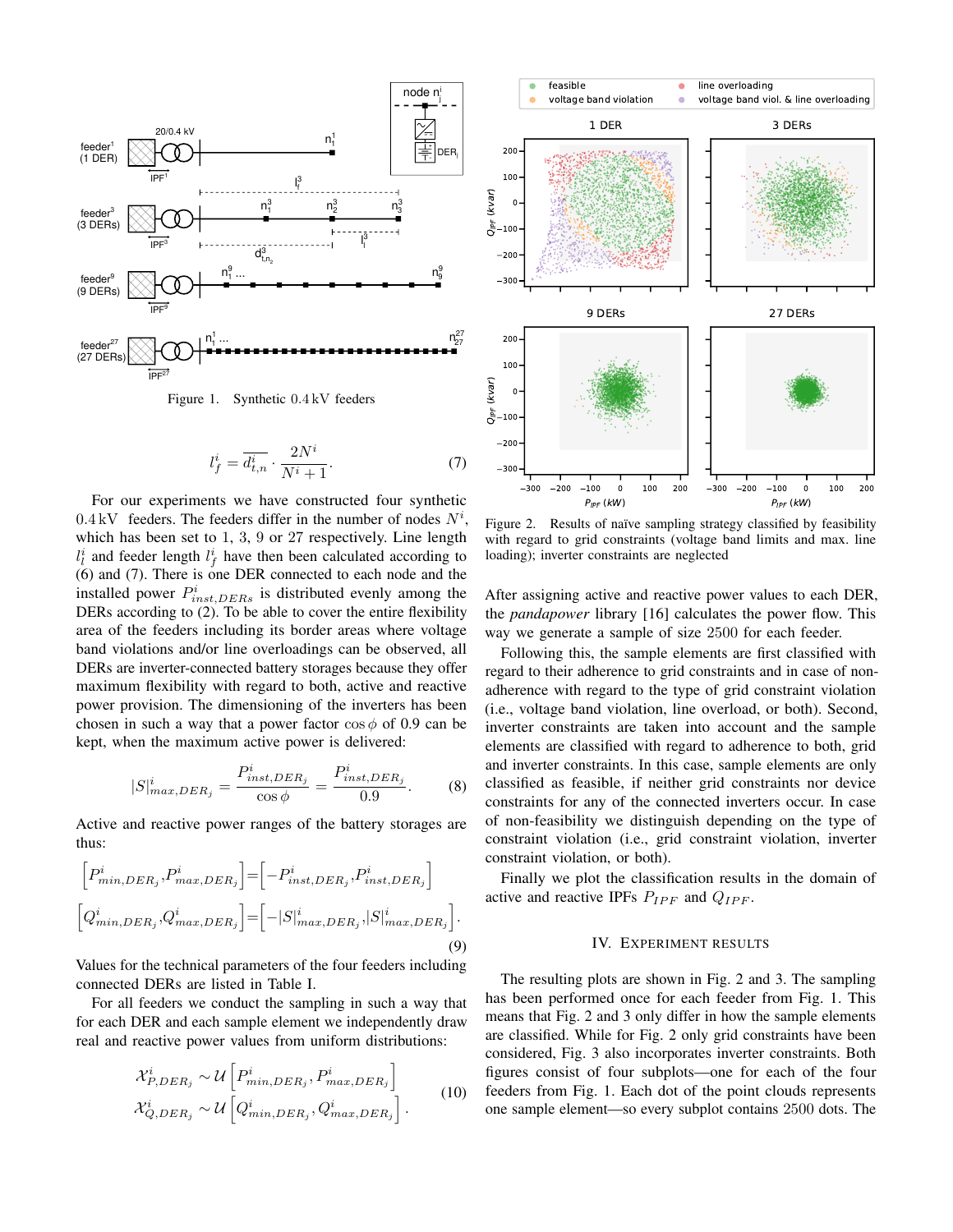Figure 1. Synthetic 0.4 kV feeders

$$l_f^i = \overline{d_{t,n}^i} \cdot \frac{2N^i}{N^i+1}. \quad (7)$$

For our experiments we have constructed four synthetic 0.4 kV feeders. The feeders differ in the number of nodes $N^i$, which has been set to 1, 3, 9 or 27 respectively. Line length $l_l^i$ and feeder length $l_f^i$ have then been calculated according to (6) and (7). There is one DER connected to each node and the installed power $P^i_{inst,DERs}$ is distributed evenly among the DERs according to (2). To be able to cover the entire flexibility area of the feeders including its border areas where voltage band violations and/or line overloadings can be observed, all DERs are inverter-connected battery storages because they offer maximum flexibility with regard to both, active and reactive power provision. The dimensioning of the inverters has been chosen in such a way that a power factor $\cos\phi$ of 0.9 can be kept, when the maximum active power is delivered:

$$|S|^i_{max,DER_j} = \frac{P^i_{inst,DER_j}}{\cos\phi} = \frac{P^i_{inst,DER_j}}{0.9}. \quad (8)$$

Active and reactive power ranges of the battery storages are thus:

$$\left[P^i_{min,DER_j}, P^i_{max,DER_j}\right] = \left[-P^i_{inst,DER_j}, P^i_{inst,DER_j}\right]$$
$$\left[Q^i_{min,DER_j}, Q^i_{max,DER_j}\right] = \left[-|S|^i_{max,DER_j}, |S|^i_{max,DER_j}\right]. \quad (9)$$

Values for the technical parameters of the four feeders including connected DERs are listed in Table I.

For all feeders we conduct the sampling in such a way that for each DER and each sample element we independently draw real and reactive power values from uniform distributions:

$$\mathcal{X}^i_{P,DER_j} \sim \mathcal{U}\left[P^i_{min,DER_j}, P^i_{max,DER_j}\right]$$
$$\mathcal{X}^i_{Q,DER_j} \sim \mathcal{U}\left[Q^i_{min,DER_j}, Q^i_{max,DER_j}\right]. \quad (10)$$

Figure 2. Results of naïve sampling strategy classified by feasibility with regard to grid constraints (voltage band limits and max. line loading); inverter constraints are neglected

After assigning active and reactive power values to each DER, the *pandapower* library [16] calculates the power flow. This way we generate a sample of size 2500 for each feeder.

Following this, the sample elements are first classified with regard to their adherence to grid constraints and in case of non-adherence with regard to the type of grid constraint violation (i.e., voltage band violation, line overload, or both). Second, inverter constraints are taken into account and the sample elements are classified with regard to adherence to both, grid and inverter constraints. In this case, sample elements are only classified as feasible, if neither grid constraints nor device constraints for any of the connected inverters occur. In case of non-feasibility we distinguish depending on the type of constraint violation (i.e., grid constraint violation, inverter constraint violation, or both).

Finally we plot the classification results in the domain of active and reactive IPFs $P_{IPF}$ and $Q_{IPF}$.

## IV. Experiment Results

The resulting plots are shown in Fig. 2 and 3. The sampling has been performed once for each feeder from Fig. 1. This means that Fig. 2 and 3 only differ in how the sample elements are classified. While for Fig. 2 only grid constraints have been considered, Fig. 3 also incorporates inverter constraints. Both figures consist of four subplots—one for each of the four feeders from Fig. 1. Each dot of the point clouds represents one sample element—so every subplot contains 2500 dots. The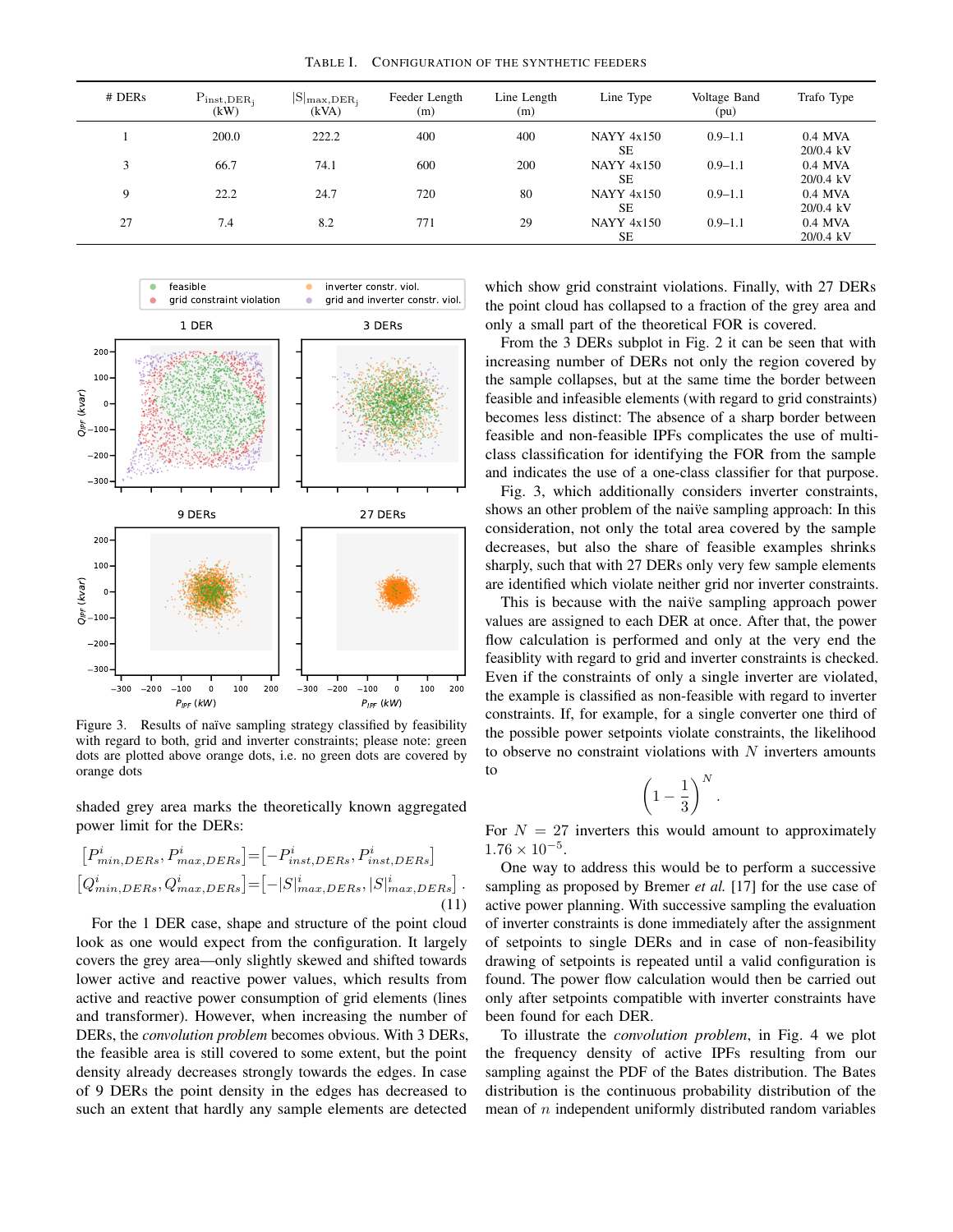TABLE I. CONFIGURATION OF THE SYNTHETIC FEEDERS

| # DERs | $P_{inst,DER_j}$ (kW) | $\|S\|_{max,DER_j}$ (kVA) | Feeder Length (m) | Line Length (m) | Line Type | Voltage Band (pu) | Trafo Type |
|---|---|---|---|---|---|---|---|
| 1 | 200.0 | 222.2 | 400 | 400 | NAYY 4x150 SE | 0.9–1.1 | 0.4 MVA 20/0.4 kV |
| 3 | 66.7 | 74.1 | 600 | 200 | NAYY 4x150 SE | 0.9–1.1 | 0.4 MVA 20/0.4 kV |
| 9 | 22.2 | 24.7 | 720 | 80 | NAYY 4x150 SE | 0.9–1.1 | 0.4 MVA 20/0.4 kV |
| 27 | 7.4 | 8.2 | 771 | 29 | NAYY 4x150 SE | 0.9–1.1 | 0.4 MVA 20/0.4 kV |

Figure 3. Results of naïve sampling strategy classified by feasibility with regard to both, grid and inverter constraints; please note: green dots are plotted above orange dots, i.e. no green dots are covered by orange dots

shaded grey area marks the theoretically known aggregated power limit for the DERs:

$$[P^i_{min,DERs}, P^i_{max,DERs}] = [-P^i_{inst,DERs}, P^i_{inst,DERs}]$$
$$[Q^i_{min,DERs}, Q^i_{max,DERs}] = [-|S|^i_{max,DERs}, |S|^i_{max,DERs}] \,. \quad (11)$$

For the 1 DER case, shape and structure of the point cloud look as one would expect from the configuration. It largely covers the grey area—only slightly skewed and shifted towards lower active and reactive power values, which results from active and reactive power consumption of grid elements (lines and transformer). However, when increasing the number of DERs, the *convolution problem* becomes obvious. With 3 DERs, the feasible area is still covered to some extent, but the point density already decreases strongly towards the edges. In case of 9 DERs the point density in the edges has decreased to such an extent that hardly any sample elements are detected which show grid constraint violations. Finally, with 27 DERs the point cloud has collapsed to a fraction of the grey area and only a small part of the theoretical FOR is covered.

From the 3 DERs subplot in Fig. 2 it can be seen that with increasing number of DERs not only the region covered by the sample collapses, but at the same time the border between feasible and infeasible elements (with regard to grid constraints) becomes less distinct: The absence of a sharp border between feasible and non-feasible IPFs complicates the use of multi-class classification for identifying the FOR from the sample and indicates the use of a one-class classifier for that purpose.

Fig. 3, which additionally considers inverter constraints, shows an other problem of the naïve sampling approach: In this consideration, not only the total area covered by the sample decreases, but also the share of feasible examples shrinks sharply, such that with 27 DERs only very few sample elements are identified which violate neither grid nor inverter constraints.

This is because with the naïve sampling approach power values are assigned to each DER at once. After that, the power flow calculation is performed and only at the very end the feasiblity with regard to grid and inverter constraints is checked. Even if the constraints of only a single inverter are violated, the example is classified as non-feasible with regard to inverter constraints. If, for example, for a single converter one third of the possible power setpoints violate constraints, the likelihood to observe no constraint violations with $N$ inverters amounts to

$$\left(1 - \frac{1}{3}\right)^N .$$

For $N = 27$ inverters this would amount to approximately $1.76 \times 10^{-5}$.

One way to address this would be to perform a successive sampling as proposed by Bremer *et al.* [17] for the use case of active power planning. With successive sampling the evaluation of inverter constraints is done immediately after the assignment of setpoints to single DERs and in case of non-feasibility drawing of setpoints is repeated until a valid configuration is found. The power flow calculation would then be carried out only after setpoints compatible with inverter constraints have been found for each DER.

To illustrate the *convolution problem*, in Fig. 4 we plot the frequency density of active IPFs resulting from our sampling against the PDF of the Bates distribution. The Bates distribution is the continuous probability distribution of the mean of $n$ independent uniformly distributed random variables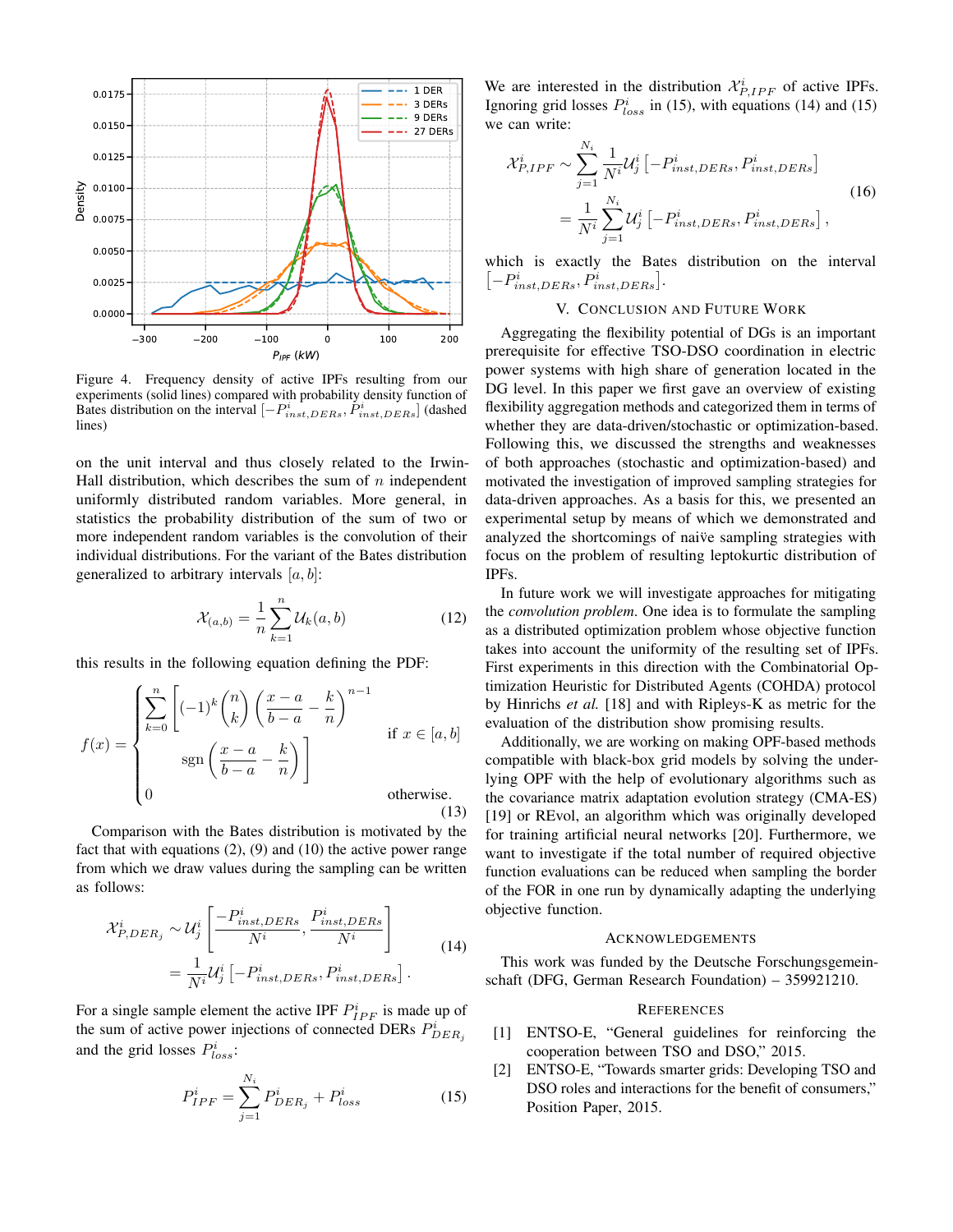Figure 4. Frequency density of active IPFs resulting from our experiments (solid lines) compared with probability density function of Bates distribution on the interval $[-P^i_{inst,DERs}, P^i_{inst,DERs}]$ (dashed lines)

on the unit interval and thus closely related to the Irwin-Hall distribution, which describes the sum of $n$ independent uniformly distributed random variables. More general, in statistics the probability distribution of the sum of two or more independent random variables is the convolution of their individual distributions. For the variant of the Bates distribution generalized to arbitrary intervals $[a, b]$:

$$\mathcal{X}_{(a,b)} = \frac{1}{n} \sum_{k=1}^{n} \mathcal{U}_k(a, b) \tag{12}$$

this results in the following equation defining the PDF:

$$f(x) = \begin{cases} \displaystyle\sum_{k=0}^{n} \left[ (-1)^k \binom{n}{k} \left( \frac{x-a}{b-a} - \frac{k}{n} \right)^{n-1} \operatorname{sgn}\left( \frac{x-a}{b-a} - \frac{k}{n} \right) \right] & \text{if } x \in [a, b] \\ 0 & \text{otherwise.} \end{cases} \tag{13}$$

Comparison with the Bates distribution is motivated by the fact that with equations (2), (9) and (10) the active power range from which we draw values during the sampling can be written as follows:

$$\begin{aligned} \mathcal{X}^i_{P,DER_j} &\sim \mathcal{U}^i_j \left[ \frac{-P^i_{inst,DERs}}{N^i}, \frac{P^i_{inst,DERs}}{N^i} \right] \\ &= \frac{1}{N^i} \mathcal{U}^i_j \left[ -P^i_{inst,DERs}, P^i_{inst,DERs} \right]. \end{aligned} \tag{14}$$

For a single sample element the active IPF $P^i_{IPF}$ is made up of the sum of active power injections of connected DERs $P^i_{DER_j}$ and the grid losses $P^i_{loss}$:

$$P^i_{IPF} = \sum_{j=1}^{N_i} P^i_{DER_j} + P^i_{loss} \tag{15}$$

We are interested in the distribution $\mathcal{X}^i_{P,IPF}$ of active IPFs. Ignoring grid losses $P^i_{loss}$ in (15), with equations (14) and (15) we can write:

$$\begin{aligned} \mathcal{X}^i_{P,IPF} &\sim \sum_{j=1}^{N_i} \frac{1}{N^i} \mathcal{U}^i_j \left[ -P^i_{inst,DERs}, P^i_{inst,DERs} \right] \\ &= \frac{1}{N^i} \sum_{j=1}^{N_i} \mathcal{U}^i_j \left[ -P^i_{inst,DERs}, P^i_{inst,DERs} \right], \end{aligned} \tag{16}$$

which is exactly the Bates distribution on the interval $[-P^i_{inst,DERs}, P^i_{inst,DERs}]$.

## V. Conclusion and Future Work

Aggregating the flexibility potential of DGs is an important prerequisite for effective TSO-DSO coordination in electric power systems with high share of generation located in the DG level. In this paper we first gave an overview of existing flexibility aggregation methods and categorized them in terms of whether they are data-driven/stochastic or optimization-based. Following this, we discussed the strengths and weaknesses of both approaches (stochastic and optimization-based) and motivated the investigation of improved sampling strategies for data-driven approaches. As a basis for this, we presented an experimental setup by means of which we demonstrated and analyzed the shortcomings of naïve sampling strategies with focus on the problem of resulting leptokurtic distribution of IPFs.

In future work we will investigate approaches for mitigating the *convolution problem*. One idea is to formulate the sampling as a distributed optimization problem whose objective function takes into account the uniformity of the resulting set of IPFs. First experiments in this direction with the Combinatorial Optimization Heuristic for Distributed Agents (COHDA) protocol by Hinrichs *et al.* [18] and with Ripleys-K as metric for the evaluation of the distribution show promising results.

Additionally, we are working on making OPF-based methods compatible with black-box grid models by solving the underlying OPF with the help of evolutionary algorithms such as the covariance matrix adaptation evolution strategy (CMA-ES) [19] or REvol, an algorithm which was originally developed for training artificial neural networks [20]. Furthermore, we want to investigate if the total number of required objective function evaluations can be reduced when sampling the border of the FOR in one run by dynamically adapting the underlying objective function.

### Acknowledgements

This work was funded by the Deutsche Forschungsgemeinschaft (DFG, German Research Foundation) – 359921210.

### References

[1] ENTSO-E, "General guidelines for reinforcing the cooperation between TSO and DSO," 2015.

[2] ENTSO-E, "Towards smarter grids: Developing TSO and DSO roles and interactions for the benefit of consumers," Position Paper, 2015.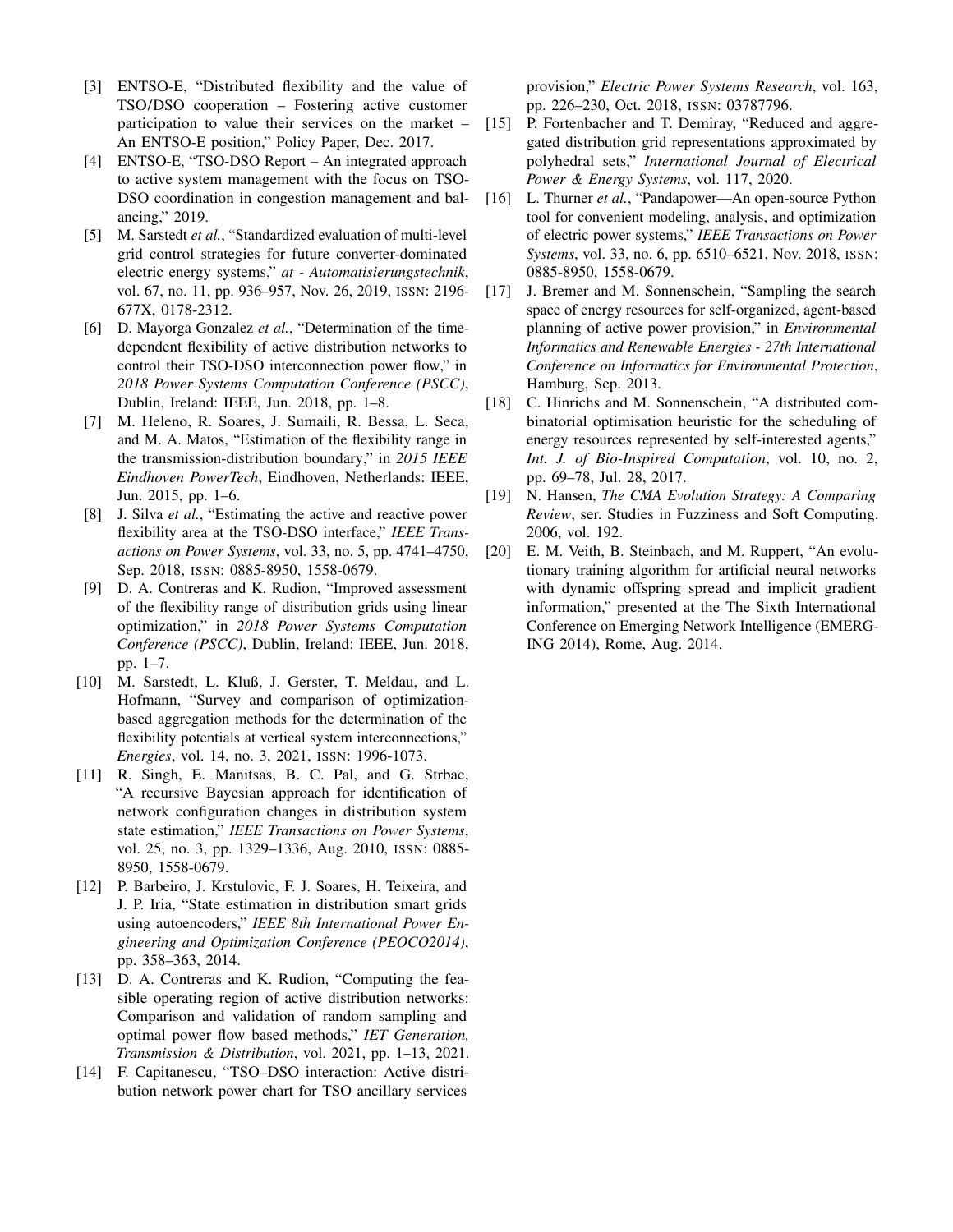[3] ENTSO-E, "Distributed flexibility and the value of TSO/DSO cooperation – Fostering active customer participation to value their services on the market – An ENTSO-E position," Policy Paper, Dec. 2017.

[4] ENTSO-E, "TSO-DSO Report – An integrated approach to active system management with the focus on TSO-DSO coordination in congestion management and balancing," 2019.

[5] M. Sarstedt *et al.*, "Standardized evaluation of multi-level grid control strategies for future converter-dominated electric energy systems," *at - Automatisierungstechnik*, vol. 67, no. 11, pp. 936–957, Nov. 26, 2019, ISSN: 2196-677X, 0178-2312.

[6] D. Mayorga Gonzalez *et al.*, "Determination of the time-dependent flexibility of active distribution networks to control their TSO-DSO interconnection power flow," in *2018 Power Systems Computation Conference (PSCC)*, Dublin, Ireland: IEEE, Jun. 2018, pp. 1–8.

[7] M. Heleno, R. Soares, J. Sumaili, R. Bessa, L. Seca, and M. A. Matos, "Estimation of the flexibility range in the transmission-distribution boundary," in *2015 IEEE Eindhoven PowerTech*, Eindhoven, Netherlands: IEEE, Jun. 2015, pp. 1–6.

[8] J. Silva *et al.*, "Estimating the active and reactive power flexibility area at the TSO-DSO interface," *IEEE Transactions on Power Systems*, vol. 33, no. 5, pp. 4741–4750, Sep. 2018, ISSN: 0885-8950, 1558-0679.

[9] D. A. Contreras and K. Rudion, "Improved assessment of the flexibility range of distribution grids using linear optimization," in *2018 Power Systems Computation Conference (PSCC)*, Dublin, Ireland: IEEE, Jun. 2018, pp. 1–7.

[10] M. Sarstedt, L. Kluß, J. Gerster, T. Meldau, and L. Hofmann, "Survey and comparison of optimization-based aggregation methods for the determination of the flexibility potentials at vertical system interconnections," *Energies*, vol. 14, no. 3, 2021, ISSN: 1996-1073.

[11] R. Singh, E. Manitsas, B. C. Pal, and G. Strbac, "A recursive Bayesian approach for identification of network configuration changes in distribution system state estimation," *IEEE Transactions on Power Systems*, vol. 25, no. 3, pp. 1329–1336, Aug. 2010, ISSN: 0885-8950, 1558-0679.

[12] P. Barbeiro, J. Krstulovic, F. J. Soares, H. Teixeira, and J. P. Iria, "State estimation in distribution smart grids using autoencoders," *IEEE 8th International Power Engineering and Optimization Conference (PEOCO2014)*, pp. 358–363, 2014.

[13] D. A. Contreras and K. Rudion, "Computing the feasible operating region of active distribution networks: Comparison and validation of random sampling and optimal power flow based methods," *IET Generation, Transmission & Distribution*, vol. 2021, pp. 1–13, 2021.

[14] F. Capitanescu, "TSO–DSO interaction: Active distribution network power chart for TSO ancillary services provision," *Electric Power Systems Research*, vol. 163, pp. 226–230, Oct. 2018, ISSN: 03787796.

[15] P. Fortenbacher and T. Demiray, "Reduced and aggregated distribution grid representations approximated by polyhedral sets," *International Journal of Electrical Power & Energy Systems*, vol. 117, 2020.

[16] L. Thurner *et al.*, "Pandapower—An open-source Python tool for convenient modeling, analysis, and optimization of electric power systems," *IEEE Transactions on Power Systems*, vol. 33, no. 6, pp. 6510–6521, Nov. 2018, ISSN: 0885-8950, 1558-0679.

[17] J. Bremer and M. Sonnenschein, "Sampling the search space of energy resources for self-organized, agent-based planning of active power provision," in *Environmental Informatics and Renewable Energies - 27th International Conference on Informatics for Environmental Protection*, Hamburg, Sep. 2013.

[18] C. Hinrichs and M. Sonnenschein, "A distributed combinatorial optimisation heuristic for the scheduling of energy resources represented by self-interested agents," *Int. J. of Bio-Inspired Computation*, vol. 10, no. 2, pp. 69–78, Jul. 28, 2017.

[19] N. Hansen, *The CMA Evolution Strategy: A Comparing Review*, ser. Studies in Fuzziness and Soft Computing. 2006, vol. 192.

[20] E. M. Veith, B. Steinbach, and M. Ruppert, "An evolutionary training algorithm for artificial neural networks with dynamic offspring spread and implicit gradient information," presented at the The Sixth International Conference on Emerging Network Intelligence (EMERGING 2014), Rome, Aug. 2014.